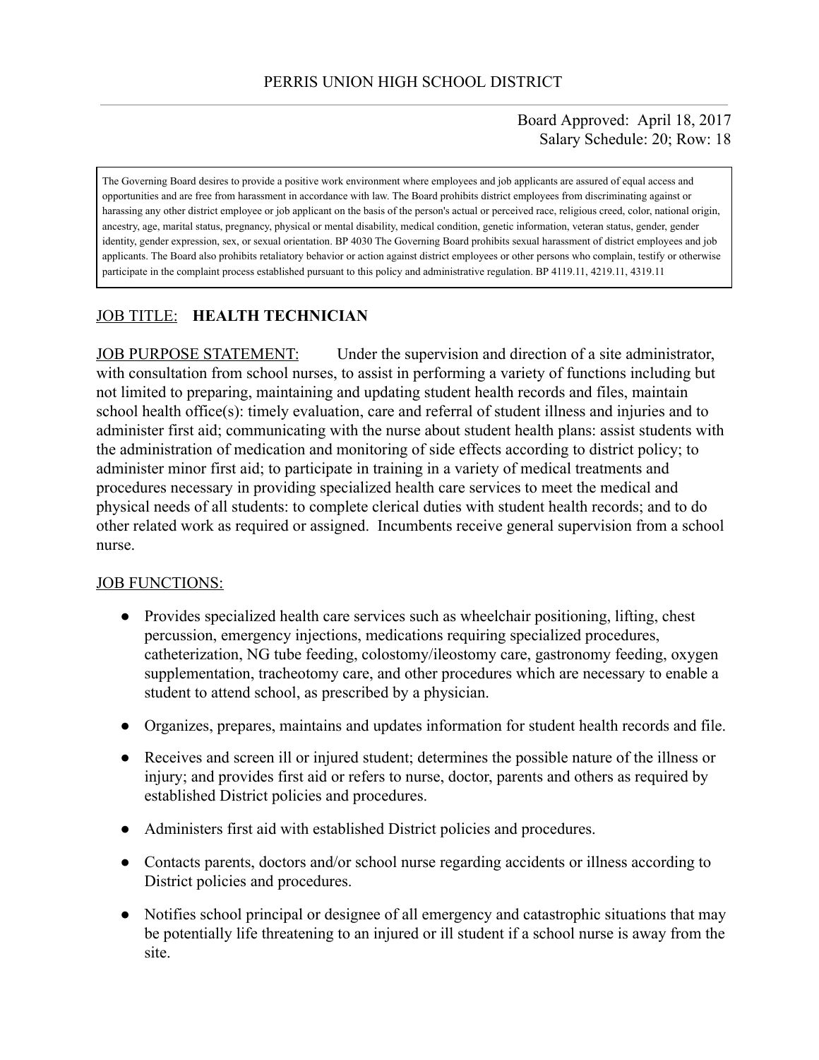# PERRIS UNION HIGH SCHOOL DISTRICT

Board Approved: April 18, 2017
Salary Schedule: 20; Row: 18

The Governing Board desires to provide a positive work environment where employees and job applicants are assured of equal access and opportunities and are free from harassment in accordance with law. The Board prohibits district employees from discriminating against or harassing any other district employee or job applicant on the basis of the person's actual or perceived race, religious creed, color, national origin, ancestry, age, marital status, pregnancy, physical or mental disability, medical condition, genetic information, veteran status, gender, gender identity, gender expression, sex, or sexual orientation. BP 4030 The Governing Board prohibits sexual harassment of district employees and job applicants. The Board also prohibits retaliatory behavior or action against district employees or other persons who complain, testify or otherwise participate in the complaint process established pursuant to this policy and administrative regulation. BP 4119.11, 4219.11, 4319.11

JOB TITLE: **HEALTH TECHNICIAN**

JOB PURPOSE STATEMENT: Under the supervision and direction of a site administrator, with consultation from school nurses, to assist in performing a variety of functions including but not limited to preparing, maintaining and updating student health records and files, maintain school health office(s): timely evaluation, care and referral of student illness and injuries and to administer first aid; communicating with the nurse about student health plans: assist students with the administration of medication and monitoring of side effects according to district policy; to administer minor first aid; to participate in training in a variety of medical treatments and procedures necessary in providing specialized health care services to meet the medical and physical needs of all students: to complete clerical duties with student health records; and to do other related work as required or assigned. Incumbents receive general supervision from a school nurse.

JOB FUNCTIONS:

- Provides specialized health care services such as wheelchair positioning, lifting, chest percussion, emergency injections, medications requiring specialized procedures, catheterization, NG tube feeding, colostomy/ileostomy care, gastronomy feeding, oxygen supplementation, tracheotomy care, and other procedures which are necessary to enable a student to attend school, as prescribed by a physician.
- Organizes, prepares, maintains and updates information for student health records and file.
- Receives and screen ill or injured student; determines the possible nature of the illness or injury; and provides first aid or refers to nurse, doctor, parents and others as required by established District policies and procedures.
- Administers first aid with established District policies and procedures.
- Contacts parents, doctors and/or school nurse regarding accidents or illness according to District policies and procedures.
- Notifies school principal or designee of all emergency and catastrophic situations that may be potentially life threatening to an injured or ill student if a school nurse is away from the site.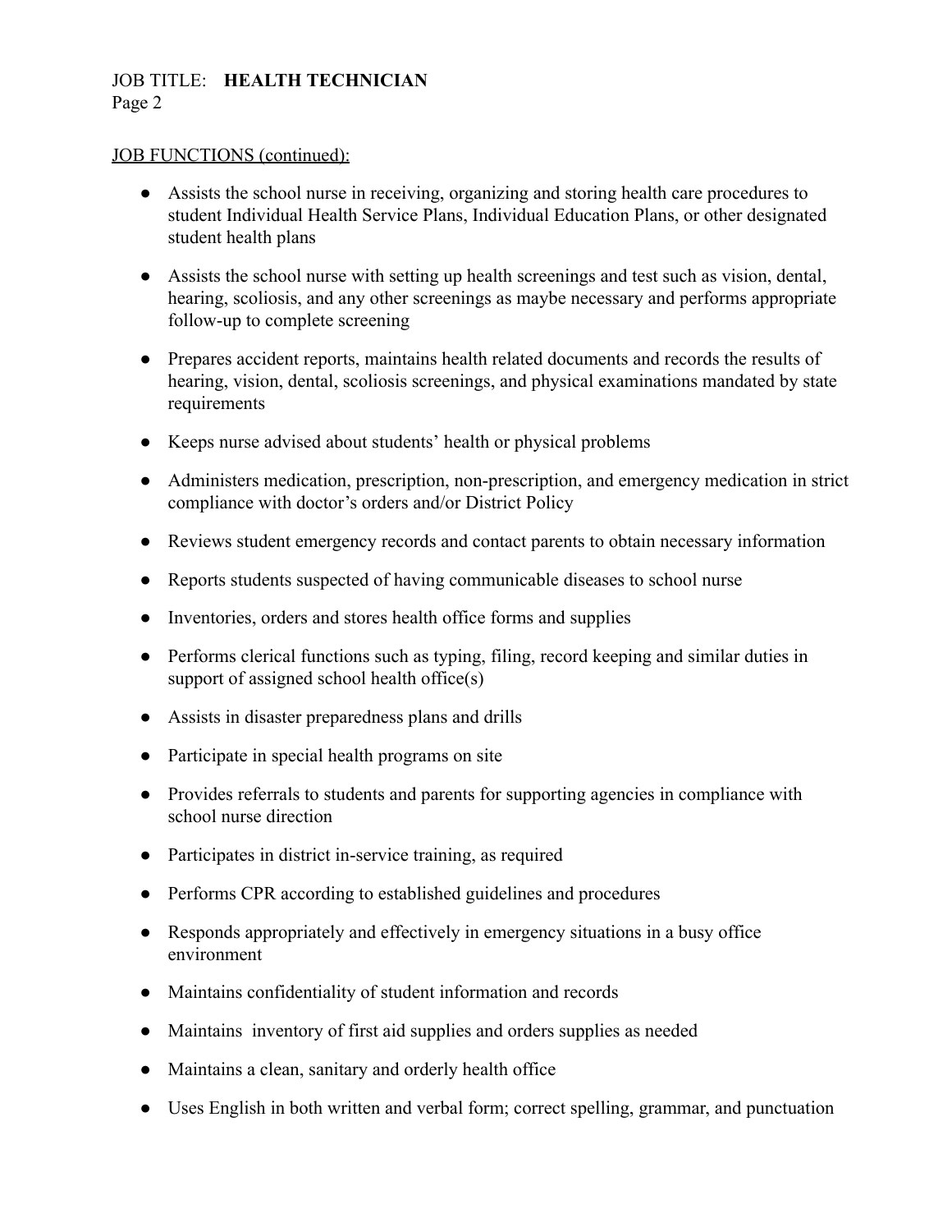JOB FUNCTIONS (continued):

- Assists the school nurse in receiving, organizing and storing health care procedures to student Individual Health Service Plans, Individual Education Plans, or other designated student health plans
- Assists the school nurse with setting up health screenings and test such as vision, dental, hearing, scoliosis, and any other screenings as maybe necessary and performs appropriate follow-up to complete screening
- Prepares accident reports, maintains health related documents and records the results of hearing, vision, dental, scoliosis screenings, and physical examinations mandated by state requirements
- Keeps nurse advised about students' health or physical problems
- Administers medication, prescription, non-prescription, and emergency medication in strict compliance with doctor's orders and/or District Policy
- Reviews student emergency records and contact parents to obtain necessary information
- Reports students suspected of having communicable diseases to school nurse
- Inventories, orders and stores health office forms and supplies
- Performs clerical functions such as typing, filing, record keeping and similar duties in support of assigned school health office(s)
- Assists in disaster preparedness plans and drills
- Participate in special health programs on site
- Provides referrals to students and parents for supporting agencies in compliance with school nurse direction
- Participates in district in-service training, as required
- Performs CPR according to established guidelines and procedures
- Responds appropriately and effectively in emergency situations in a busy office environment
- Maintains confidentiality of student information and records
- Maintains inventory of first aid supplies and orders supplies as needed
- Maintains a clean, sanitary and orderly health office
- Uses English in both written and verbal form; correct spelling, grammar, and punctuation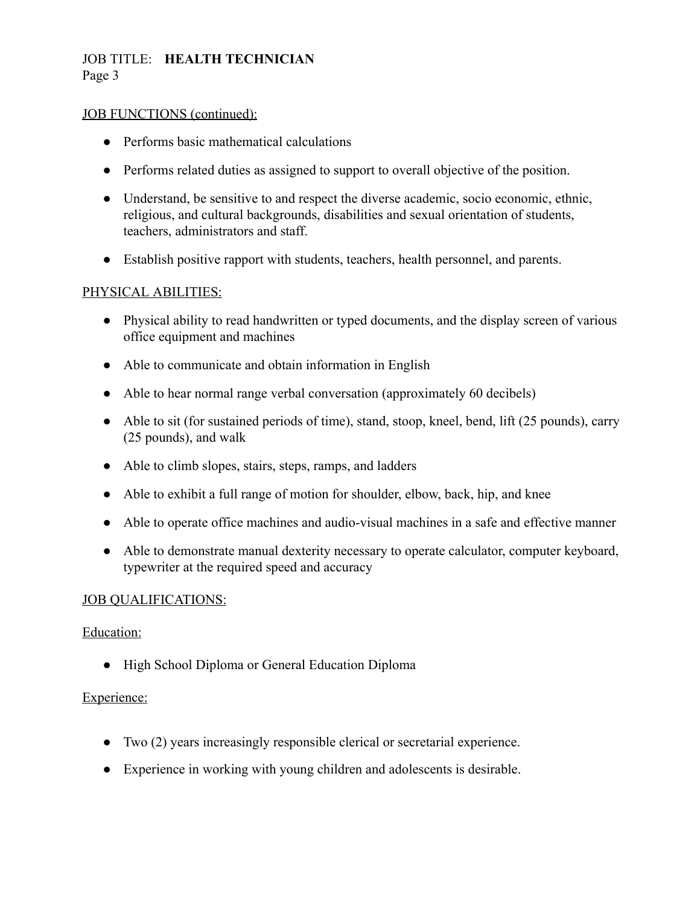## JOB FUNCTIONS (continued):

- Performs basic mathematical calculations
- Performs related duties as assigned to support to overall objective of the position.
- Understand, be sensitive to and respect the diverse academic, socio economic, ethnic, religious, and cultural backgrounds, disabilities and sexual orientation of students, teachers, administrators and staff.
- Establish positive rapport with students, teachers, health personnel, and parents.

## PHYSICAL ABILITIES:

- Physical ability to read handwritten or typed documents, and the display screen of various office equipment and machines
- Able to communicate and obtain information in English
- Able to hear normal range verbal conversation (approximately 60 decibels)
- Able to sit (for sustained periods of time), stand, stoop, kneel, bend, lift (25 pounds), carry (25 pounds), and walk
- Able to climb slopes, stairs, steps, ramps, and ladders
- Able to exhibit a full range of motion for shoulder, elbow, back, hip, and knee
- Able to operate office machines and audio-visual machines in a safe and effective manner
- Able to demonstrate manual dexterity necessary to operate calculator, computer keyboard, typewriter at the required speed and accuracy

## JOB QUALIFICATIONS:

### Education:

- High School Diploma or General Education Diploma

### Experience:

- Two (2) years increasingly responsible clerical or secretarial experience.
- Experience in working with young children and adolescents is desirable.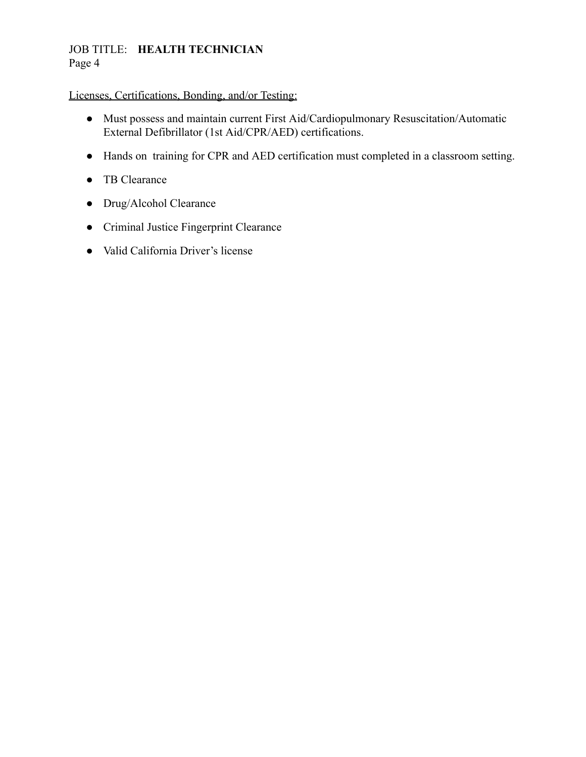Licenses, Certifications, Bonding, and/or Testing:

- Must possess and maintain current First Aid/Cardiopulmonary Resuscitation/Automatic External Defibrillator (1st Aid/CPR/AED) certifications.
- Hands on  training for CPR and AED certification must completed in a classroom setting.
- TB Clearance
- Drug/Alcohol Clearance
- Criminal Justice Fingerprint Clearance
- Valid California Driver's license